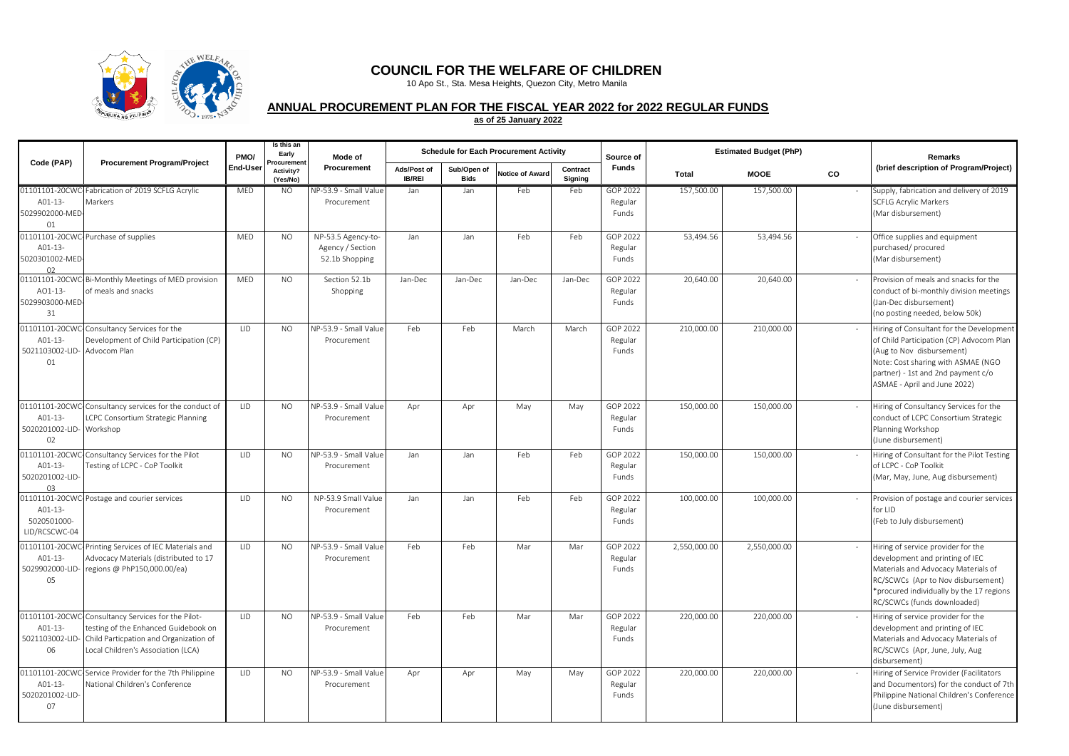# COUNCIL FOR THE WELFARE OF CHILDREN

10 Apo St., Sta. Mesa Heights, Quezon City, Metro Manila

## ANNUAL PROCUREMENT PLAN FOR THE FISCAL YEAR 2022 for 2022 REGULAR FUNDS

**as of 25 January 2022**

| Code (PAP) | Procurement Program/Project | PMO/ End-User | Is this an Early Procurement Activity? (Yes/No) | Mode of Procurement | Schedule for Each Procurement Activity | | | | Source of Funds | Estimated Budget (PhP) | | | Remarks (brief description of Program/Project) |
|---|---|---|---|---|---|---|---|---|---|---|---|---|---|
| | | | | | Ads/Post of IB/REI | Sub/Open of Bids | Notice of Award | Contract Signing | | Total | MOOE | CO | |
| 01101101-20CWC-A01-13-5029902000-MED-01 | Fabrication of 2019 SCFLG Acrylic Markers | MED | NO | NP-53.9 - Small Value Procurement | Jan | Jan | Feb | Feb | GOP 2022 Regular Funds | 157,500.00 | 157,500.00 | - | Supply, fabrication and delivery of 2019 SCFLG Acrylic Markers (Mar disbursement) |
| 01101101-20CWC-A01-13-5020301002-MED-02 | Purchase of supplies | MED | NO | NP-53.5 Agency-to-Agency / Section 52.1b Shopping | Jan | Jan | Feb | Feb | GOP 2022 Regular Funds | 53,494.56 | 53,494.56 | - | Office supplies and equipment purchased/ procured (Mar disbursement) |
| 01101101-20CWC-AO1-13-5029903000-MED-31 | Bi-Monthly Meetings of MED provision of meals and snacks | MED | NO | Section 52.1b Shopping | Jan-Dec | Jan-Dec | Jan-Dec | Jan-Dec | GOP 2022 Regular Funds | 20,640.00 | 20,640.00 | - | Provision of meals and snacks for the conduct of bi-monthly division meetings (Jan-Dec disbursement) (no posting needed, below 50k) |
| 01101101-20CWC-A01-13-5021103002-LID-01 | Consultancy Services for the Development of Child Participation (CP) Advocom Plan | LID | NO | NP-53.9 - Small Value Procurement | Feb | Feb | March | March | GOP 2022 Regular Funds | 210,000.00 | 210,000.00 | - | Hiring of Consultant for the Development of Child Participation (CP) Advocom Plan (Aug to Nov disbursement) Note: Cost sharing with ASMAE (NGO partner) - 1st and 2nd payment c/o ASMAE - April and June 2022) |
| 01101101-20CWC-A01-13-5020201002-LID-02 | Consultancy services for the conduct of LCPC Consortium Strategic Planning Workshop | LID | NO | NP-53.9 - Small Value Procurement | Apr | Apr | May | May | GOP 2022 Regular Funds | 150,000.00 | 150,000.00 | - | Hiring of Consultancy Services for the conduct of LCPC Consortium Strategic Planning Workshop (June disbursement) |
| 01101101-20CWC-A01-13-5020201002-LID-03 | Consultancy Services for the Pilot Testing of LCPC - CoP Toolkit | LID | NO | NP-53.9 - Small Value Procurement | Jan | Jan | Feb | Feb | GOP 2022 Regular Funds | 150,000.00 | 150,000.00 | - | Hiring of Consultant for the Pilot Testing of LCPC - CoP Toolkit (Mar, May, June, Aug disbursement) |
| 01101101-20CWC-A01-13-5020501000-LID/RCSCWC-04 | Postage and courier services | LID | NO | NP-53.9 Small Value Procurement | Jan | Jan | Feb | Feb | GOP 2022 Regular Funds | 100,000.00 | 100,000.00 | - | Provision of postage and courier services for LID (Feb to July disbursement) |
| 01101101-20CWC-A01-13-5029902000-LID-05 | Printing Services of IEC Materials and Advocacy Materials (distributed to 17 regions @ PhP150,000.00/ea) | LID | NO | NP-53.9 - Small Value Procurement | Feb | Feb | Mar | Mar | GOP 2022 Regular Funds | 2,550,000.00 | 2,550,000.00 | - | Hiring of service provider for the development and printing of IEC Materials and Advocacy Materials of RC/SCWCs (Apr to Nov disbursement) *procured individually by the 17 regions RC/SCWCs (funds downloaded) |
| 01101101-20CWC-A01-13-5021103002-LID-06 | Consultancy Services for the Pilot-testing of the Enhanced Guidebook on Child Particpation and Organization of Local Children's Association (LCA) | LID | NO | NP-53.9 - Small Value Procurement | Feb | Feb | Mar | Mar | GOP 2022 Regular Funds | 220,000.00 | 220,000.00 | - | Hiring of service provider for the development and printing of IEC Materials and Advocacy Materials of RC/SCWCs (Apr, June, July, Aug disbursement) |
| 01101101-20CWC-A01-13-5020201002-LID-07 | Service Provider for the 7th Philippine National Children's Conference | LID | NO | NP-53.9 - Small Value Procurement | Apr | Apr | May | May | GOP 2022 Regular Funds | 220,000.00 | 220,000.00 | - | Hiring of Service Provider (Facilitators and Documentors) for the conduct of 7th Philippine National Children's Conference (June disbursement) |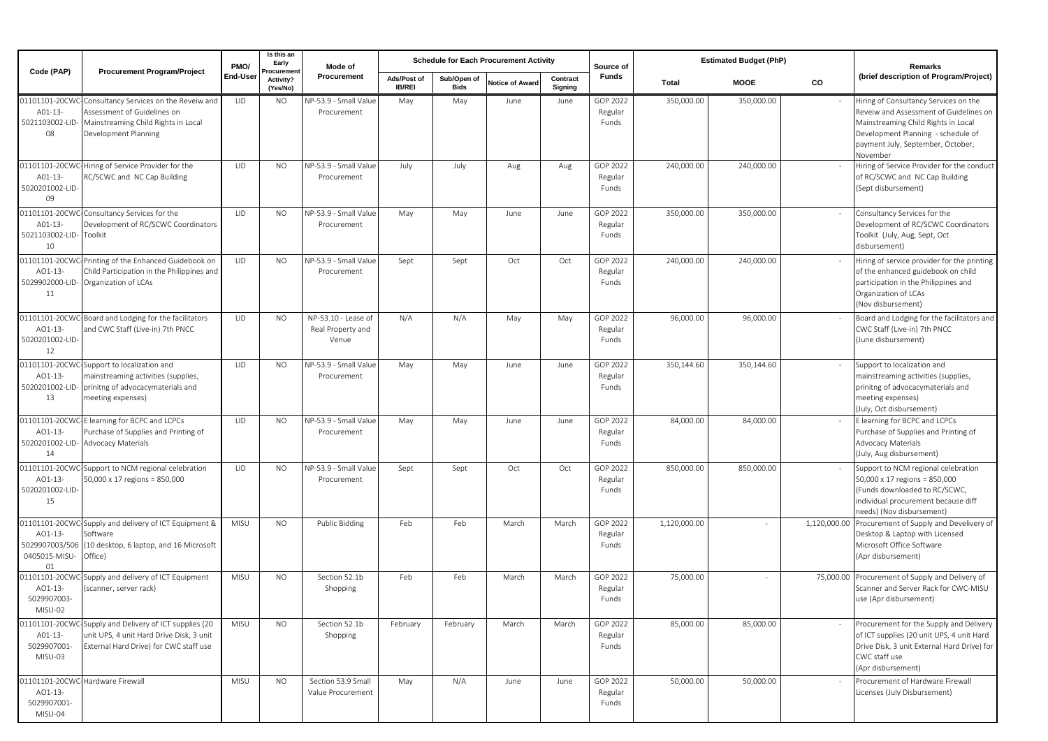| Code (PAP) | Procurement Program/Project | PMO/ End-User | Is this an Early Procurement Activity? (Yes/No) | Mode of Procurement | Schedule for Each Procurement Activity | | | | Source of Funds | Estimated Budget (PhP) | | | Remarks (brief description of Program/Project) |
|---|---|---|---|---|---|---|---|---|---|---|---|---|---|
| | | | | | Ads/Post of IB/REI | Sub/Open of Bids | Notice of Award | Contract Signing | | Total | MOOE | CO | |
| 01101101-20CWC A01-13-5021103002-LID-08 | Consultancy Services on the Reveiw and Assessment of Guidelines on Mainstreaming Child Rights in Local Development Planning | LID | NO | NP-53.9 - Small Value Procurement | May | May | June | June | GOP 2022 Regular Funds | 350,000.00 | 350,000.00 | - | Hiring of Consultancy Services on the Reveiw and Assessment of Guidelines on Mainstreaming Child Rights in Local Development Planning - schedule of payment July, September, October, November |
| 01101101-20CWC A01-13-5020201002-LID-09 | Hiring of Service Provider for the RC/SCWC and NC Cap Building | LID | NO | NP-53.9 - Small Value Procurement | July | July | Aug | Aug | GOP 2022 Regular Funds | 240,000.00 | 240,000.00 | - | Hiring of Service Provider for the conduct of RC/SCWC and NC Cap Building (Sept disbursement) |
| 01101101-20CWC A01-13-5021103002-LID-10 | Consultancy Services for the Development of RC/SCWC Coordinators Toolkit | LID | NO | NP-53.9 - Small Value Procurement | May | May | June | June | GOP 2022 Regular Funds | 350,000.00 | 350,000.00 | - | Consultancy Services for the Development of RC/SCWC Coordinators Toolkit (July, Aug, Sept, Oct disbursement) |
| 01101101-20CWC AO1-13-5029902000-LID-11 | Printing of the Enhanced Guidebook on Child Participation in the Philippines and Organization of LCAs | LID | NO | NP-53.9 - Small Value Procurement | Sept | Sept | Oct | Oct | GOP 2022 Regular Funds | 240,000.00 | 240,000.00 | - | Hiring of service provider for the printing of the enhanced guidebook on child participation in the Philippines and Organization of LCAs (Nov disbursement) |
| 01101101-20CWC AO1-13-5020201002-LID-12 | Board and Lodging for the facilitators and CWC Staff (Live-in) 7th PNCC | LID | NO | NP-53.10 - Lease of Real Property and Venue | N/A | N/A | May | May | GOP 2022 Regular Funds | 96,000.00 | 96,000.00 | - | Board and Lodging for the facilitators and CWC Staff (Live-in) 7th PNCC (June disbursement) |
| 01101101-20CWC AO1-13-5020201002-LID-13 | Support to localization and mainstreaming activities (supplies, prinitng of advocacymaterials and meeting expenses) | LID | NO | NP-53.9 - Small Value Procurement | May | May | June | June | GOP 2022 Regular Funds | 350,144.60 | 350,144.60 | - | Support to localization and mainstreaming activities (supplies, prinitng of advocacymaterials and meeting expenses) (July, Oct disbursement) |
| 01101101-20CWC AO1-13-5020201002-LID-14 | E learning for BCPC and LCPCs Purchase of Supplies and Printing of Advocacy Materials | LID | NO | NP-53.9 - Small Value Procurement | May | May | June | June | GOP 2022 Regular Funds | 84,000.00 | 84,000.00 | - | E learning for BCPC and LCPCs Purchase of Supplies and Printing of Advocacy Materials (July, Aug disbursement) |
| 01101101-20CWC AO1-13-5020201002-LID-15 | Support to NCM regional celebration 50,000 x 17 regions = 850,000 | LID | NO | NP-53.9 - Small Value Procurement | Sept | Sept | Oct | Oct | GOP 2022 Regular Funds | 850,000.00 | 850,000.00 | - | Support to NCM regional celebration 50,000 x 17 regions = 850,000 (Funds downloaded to RC/SCWC, individual procurement because diff needs) (Nov disbursement) |
| 01101101-20CWC AO1-13-5029907003/5060405015-MISU-01 | Supply and delivery of ICT Equipment & Software (10 desktop, 6 laptop, and 16 Microsoft Office) | MISU | NO | Public Bidding | Feb | Feb | March | March | GOP 2022 Regular Funds | 1,120,000.00 | - | 1,120,000.00 | Procurement of Supply and Develivery of Desktop & Laptop with Licensed Microsoft Office Software (Apr disbursement) |
| 01101101-20CWC AO1-13-5029907003-MISU-02 | Supply and delivery of ICT Equipment (scanner, server rack) | MISU | NO | Section 52.1b Shopping | Feb | Feb | March | March | GOP 2022 Regular Funds | 75,000.00 | - | 75,000.00 | Procurement of Supply and Delivery of Scanner and Server Rack for CWC-MISU use (Apr disbursement) |
| 01101101-20CWC A01-13-5029907001-MISU-03 | Supply and Delivery of ICT supplies (20 unit UPS, 4 unit Hard Drive Disk, 3 unit External Hard Drive) for CWC staff use | MISU | NO | Section 52.1b Shopping | February | February | March | March | GOP 2022 Regular Funds | 85,000.00 | 85,000.00 | - | Procurement for the Supply and Delivery of ICT supplies (20 unit UPS, 4 unit Hard Drive Disk, 3 unit External Hard Drive) for CWC staff use (Apr disbursement) |
| 01101101-20CWC AO1-13-5029907001-MISU-04 | Hardware Firewall | MISU | NO | Section 53.9 Small Value Procurement | May | N/A | June | June | GOP 2022 Regular Funds | 50,000.00 | 50,000.00 | - | Procurement of Hardware Firewall Licenses (July Disbursement) |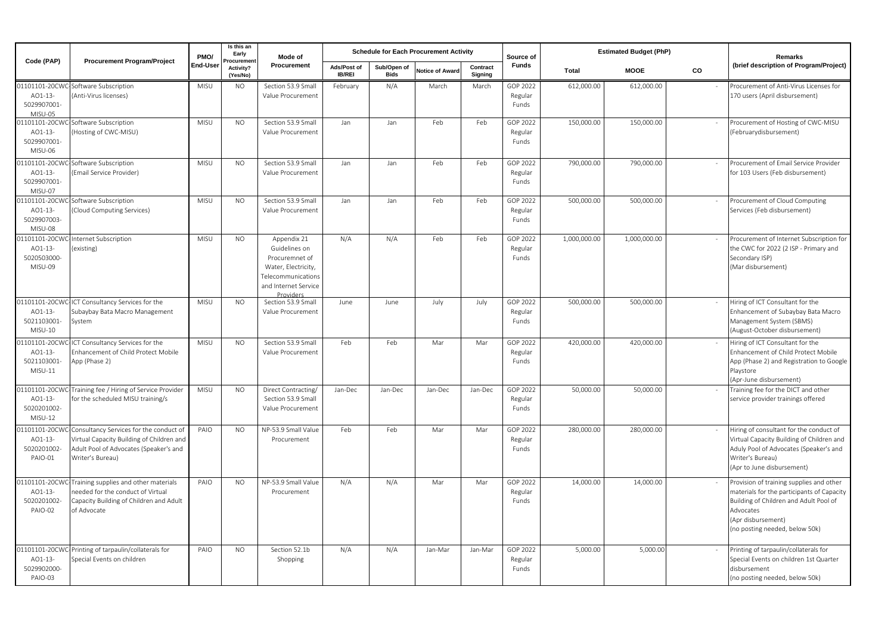| Code (PAP) | Procurement Program/Project | PMO/ End-User | Is this an Early Procurement Activity? (Yes/No) | Mode of Procurement | Schedule for Each Procurement Activity | | | | Source of Funds | Estimated Budget (PhP) | | | Remarks (brief description of Program/Project) |
|---|---|---|---|---|---|---|---|---|---|---|---|---|---|
| | | | | | Ads/Post of IB/REI | Sub/Open of Bids | Notice of Award | Contract Signing | | Total | MOOE | CO | |
| 01101101-20CWC AO1-13-5029907001-MISU-05 | Software Subscription (Anti-Virus licenses) | MISU | NO | Section 53.9 Small Value Procurement | February | N/A | March | March | GOP 2022 Regular Funds | 612,000.00 | 612,000.00 | - | Procurement of Anti-Virus Licenses for 170 users (April disbursement) |
| 01101101-20CWC AO1-13-5029907001-MISU-06 | Software Subscription (Hosting of CWC-MISU) | MISU | NO | Section 53.9 Small Value Procurement | Jan | Jan | Feb | Feb | GOP 2022 Regular Funds | 150,000.00 | 150,000.00 | - | Procurement of Hosting of CWC-MISU (Februarydisbursement) |
| 01101101-20CWC AO1-13-5029907001-MISU-07 | Software Subscription (Email Service Provider) | MISU | NO | Section 53.9 Small Value Procurement | Jan | Jan | Feb | Feb | GOP 2022 Regular Funds | 790,000.00 | 790,000.00 | - | Procurement of Email Service Provider for 103 Users (Feb disbursement) |
| 01101101-20CWC AO1-13-5029907003-MISU-08 | Software Subscription (Cloud Computing Services) | MISU | NO | Section 53.9 Small Value Procurement | Jan | Jan | Feb | Feb | GOP 2022 Regular Funds | 500,000.00 | 500,000.00 | - | Procurement of Cloud Computing Services (Feb disbursement) |
| 01101101-20CWC AO1-13-5020503000-MISU-09 | Internet Subscription (existing) | MISU | NO | Appendix 21 Guidelines on Procuremnet of Water, Electricity, Telecommunications and Internet Service Providers | N/A | N/A | Feb | Feb | GOP 2022 Regular Funds | 1,000,000.00 | 1,000,000.00 | - | Procurement of Internet Subscription for the CWC for 2022 (2 ISP - Primary and Secondary ISP) (Mar disbursement) |
| 01101101-20CWC AO1-13-5021103001-MISU-10 | ICT Consultancy Services for the Subaybay Bata Macro Management System | MISU | NO | Section 53.9 Small Value Procurement | June | June | July | July | GOP 2022 Regular Funds | 500,000.00 | 500,000.00 | - | Hiring of ICT Consultant for the Enhancement of Subaybay Bata Macro Management System (SBMS) (August-October disbursement) |
| 01101101-20CWC AO1-13-5021103001-MISU-11 | ICT Consultancy Services for the Enhancement of Child Protect Mobile App (Phase 2) | MISU | NO | Section 53.9 Small Value Procurement | Feb | Feb | Mar | Mar | GOP 2022 Regular Funds | 420,000.00 | 420,000.00 | - | Hiring of ICT Consultant for the Enhancement of Child Protect Mobile App (Phase 2) and Registration to Google Playstore (Apr-June disbursement) |
| 01101101-20CWC AO1-13-5020201002-MISU-12 | Training fee / Hiring of Service Provider for the scheduled MISU training/s | MISU | NO | Direct Contracting/ Section 53.9 Small Value Procurement | Jan-Dec | Jan-Dec | Jan-Dec | Jan-Dec | GOP 2022 Regular Funds | 50,000.00 | 50,000.00 | - | Training fee for the DICT and other service provider trainings offered |
| 01101101-20CWC AO1-13-5020201002-PAIO-01 | Consultancy Services for the conduct of Virtual Capacity Building of Children and Adult Pool of Advocates (Speaker's and Writer's Bureau) | PAIO | NO | NP-53.9 Small Value Procurement | Feb | Feb | Mar | Mar | GOP 2022 Regular Funds | 280,000.00 | 280,000.00 | - | Hiring of consultant for the conduct of Virtual Capacity Building of Children and Aduly Pool of Advocates (Speaker's and Writer's Bureau) (Apr to June disbursement) |
| 01101101-20CWC AO1-13-5020201002-PAIO-02 | Training supplies and other materials needed for the conduct of Virtual Capacity Building of Children and Adult of Advocate | PAIO | NO | NP-53.9 Small Value Procurement | N/A | N/A | Mar | Mar | GOP 2022 Regular Funds | 14,000.00 | 14,000.00 | - | Provision of training supplies and other materials for the participants of Capacity Building of Children and Adult Pool of Advocates (Apr disbursement) (no posting needed, below 50k) |
| 01101101-20CWC AO1-13-5029902000-PAIO-03 | Printing of tarpaulin/collaterals for Special Events on children | PAIO | NO | Section 52.1b Shopping | N/A | N/A | Jan-Mar | Jan-Mar | GOP 2022 Regular Funds | 5,000.00 | 5,000.00 | - | Printing of tarpaulin/collaterals for Special Events on children 1st Quarter disbursement (no posting needed, below 50k) |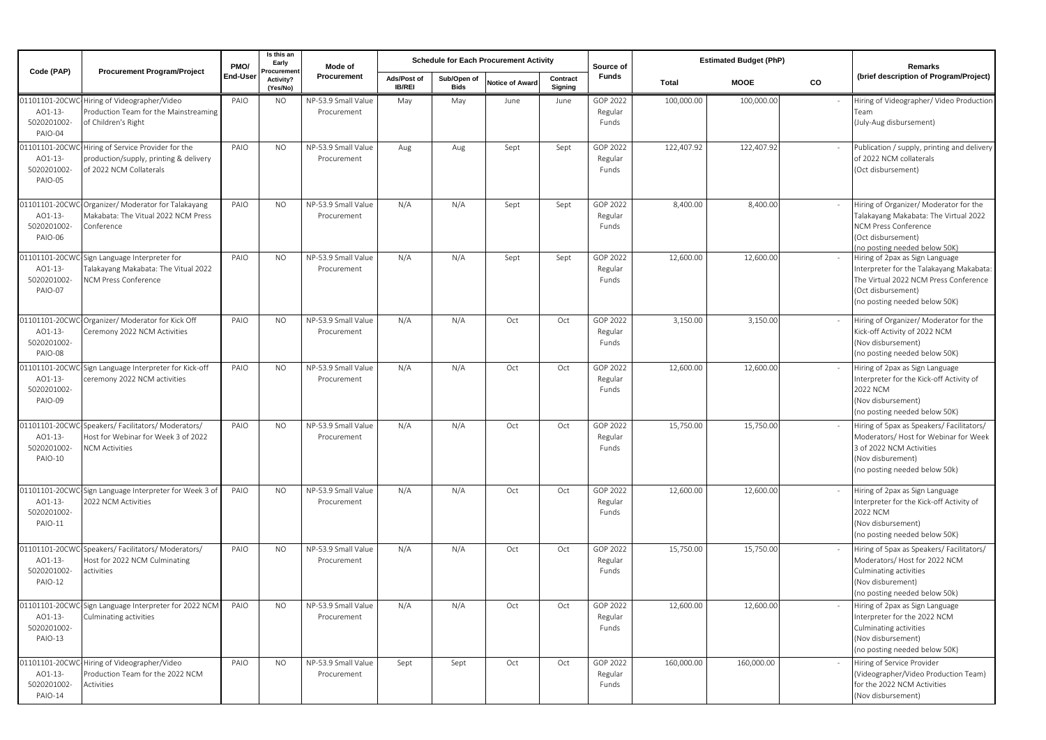| Code (PAP) | Procurement Program/Project | PMO/ End-User | Is this an Early Procurement Activity? (Yes/No) | Mode of Procurement | Schedule for Each Procurement Activity | | | | Source of Funds | Estimated Budget (PhP) | | | Remarks (brief description of Program/Project) |
|---|---|---|---|---|---|---|---|---|---|---|---|---|---|
| | | | | | Ads/Post of IB/REI | Sub/Open of Bids | Notice of Award | Contract Signing | | Total | MOOE | CO | |
| 01101101-20CWC AO1-13-5020201002-PAIO-04 | Hiring of Videographer/Video Production Team for the Mainstreaming of Children's Right | PAIO | NO | NP-53.9 Small Value Procurement | May | May | June | June | GOP 2022 Regular Funds | 100,000.00 | 100,000.00 | - | Hiring of Videographer/ Video Production Team (July-Aug disbursement) |
| 01101101-20CWC AO1-13-5020201002-PAIO-05 | Hiring of Service Provider for the production/supply, printing & delivery of 2022 NCM Collaterals | PAIO | NO | NP-53.9 Small Value Procurement | Aug | Aug | Sept | Sept | GOP 2022 Regular Funds | 122,407.92 | 122,407.92 | - | Publication / supply, printing and delivery of 2022 NCM collaterals (Oct disbursement) |
| 01101101-20CWC AO1-13-5020201002-PAIO-06 | Organizer/ Moderator for Talakayang Makabata: The Vitual 2022 NCM Press Conference | PAIO | NO | NP-53.9 Small Value Procurement | N/A | N/A | Sept | Sept | GOP 2022 Regular Funds | 8,400.00 | 8,400.00 | - | Hiring of Organizer/ Moderator for the Talakayang Makabata: The Virtual 2022 NCM Press Conference (Oct disbursement) (no posting needed below 50K) |
| 01101101-20CWC AO1-13-5020201002-PAIO-07 | Sign Language Interpreter for Talakayang Makabata: The Vitual 2022 NCM Press Conference | PAIO | NO | NP-53.9 Small Value Procurement | N/A | N/A | Sept | Sept | GOP 2022 Regular Funds | 12,600.00 | 12,600.00 | - | Hiring of 2pax as Sign Language Interpreter for the Talakayang Makabata: The Virtual 2022 NCM Press Conference (Oct disbursement) (no posting needed below 50K) |
| 01101101-20CWC AO1-13-5020201002-PAIO-08 | Organizer/ Moderator for Kick Off Ceremony 2022 NCM Activities | PAIO | NO | NP-53.9 Small Value Procurement | N/A | N/A | Oct | Oct | GOP 2022 Regular Funds | 3,150.00 | 3,150.00 | - | Hiring of Organizer/ Moderator for the Kick-off Activity of 2022 NCM (Nov disbursement) (no posting needed below 50K) |
| 01101101-20CWC AO1-13-5020201002-PAIO-09 | Sign Language Interpreter for Kick-off ceremony 2022 NCM activities | PAIO | NO | NP-53.9 Small Value Procurement | N/A | N/A | Oct | Oct | GOP 2022 Regular Funds | 12,600.00 | 12,600.00 | - | Hiring of 2pax as Sign Language Interpreter for the Kick-off Activity of 2022 NCM (Nov disbursement) (no posting needed below 50K) |
| 01101101-20CWC AO1-13-5020201002-PAIO-10 | Speakers/ Facilitators/ Moderators/ Host for Webinar for Week 3 of 2022 NCM Activities | PAIO | NO | NP-53.9 Small Value Procurement | N/A | N/A | Oct | Oct | GOP 2022 Regular Funds | 15,750.00 | 15,750.00 | - | Hiring of 5pax as Speakers/ Facilitators/ Moderators/ Host for Webinar for Week 3 of 2022 NCM Activities (Nov disburement) (no posting needed below 50k) |
| 01101101-20CWC AO1-13-5020201002-PAIO-11 | Sign Language Interpreter for Week 3 of 2022 NCM Activities | PAIO | NO | NP-53.9 Small Value Procurement | N/A | N/A | Oct | Oct | GOP 2022 Regular Funds | 12,600.00 | 12,600.00 | - | Hiring of 2pax as Sign Language Interpreter for the Kick-off Activity of 2022 NCM (Nov disbursement) (no posting needed below 50K) |
| 01101101-20CWC AO1-13-5020201002-PAIO-12 | Speakers/ Facilitators/ Moderators/ Host for 2022 NCM Culminating activities | PAIO | NO | NP-53.9 Small Value Procurement | N/A | N/A | Oct | Oct | GOP 2022 Regular Funds | 15,750.00 | 15,750.00 | - | Hiring of 5pax as Speakers/ Facilitators/ Moderators/ Host for 2022 NCM Culminating activities (Nov disburement) (no posting needed below 50k) |
| 01101101-20CWC AO1-13-5020201002-PAIO-13 | Sign Language Interpreter for 2022 NCM Culminating activities | PAIO | NO | NP-53.9 Small Value Procurement | N/A | N/A | Oct | Oct | GOP 2022 Regular Funds | 12,600.00 | 12,600.00 | - | Hiring of 2pax as Sign Language Interpreter for the 2022 NCM Culminating activities (Nov disbursement) (no posting needed below 50K) |
| 01101101-20CWC AO1-13-5020201002-PAIO-14 | Hiring of Videographer/Video Production Team for the 2022 NCM Activities | PAIO | NO | NP-53.9 Small Value Procurement | Sept | Sept | Oct | Oct | GOP 2022 Regular Funds | 160,000.00 | 160,000.00 | - | Hiring of Service Provider (Videographer/Video Production Team) for the 2022 NCM Activities (Nov disbursement) |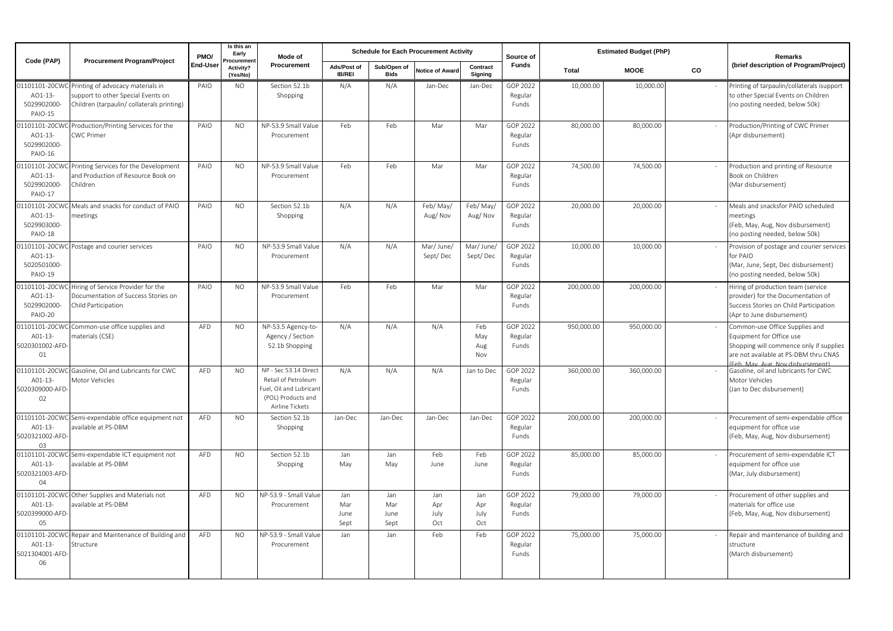| Code (PAP) | Procurement Program/Project | PMO/ End-User | Is this an Early Procurement Activity? (Yes/No) | Mode of Procurement | Schedule for Each Procurement Activity | | | | Source of Funds | Estimated Budget (PhP) | | | Remarks (brief description of Program/Project) |
|---|---|---|---|---|---|---|---|---|---|---|---|---|---|
| | | | | | Ads/Post of IB/REI | Sub/Open of Bids | Notice of Award | Contract Signing | | Total | MOOE | CO | |
| 01101101-20CWC-AO1-13-5029902000-PAIO-15 | Printing of advocacy materials in support to other Special Events on Children (tarpaulin/ collaterals printing) | PAIO | NO | Section 52.1b Shopping | N/A | N/A | Jan-Dec | Jan-Dec | GOP 2022 Regular Funds | 10,000.00 | 10,000.00 | - | Printing of tarpaulin/collaterals isupport to other Special Events on Children (no posting needed, below 50k) |
| 01101101-20CWC-AO1-13-5029902000-PAIO-16 | Production/Printing Services for the CWC Primer | PAIO | NO | NP-53.9 Small Value Procurement | Feb | Feb | Mar | Mar | GOP 2022 Regular Funds | 80,000.00 | 80,000.00 | - | Production/Printing of CWC Primer (Apr disbursement) |
| 01101101-20CWC-AO1-13-5029902000-PAIO-17 | Printing Services for the Development and Production of Resource Book on Children | PAIO | NO | NP-53.9 Small Value Procurement | Feb | Feb | Mar | Mar | GOP 2022 Regular Funds | 74,500.00 | 74,500.00 | - | Production and printing of Resource Book on Children (Mar disbursement) |
| 01101101-20CWC-AO1-13-5029903000-PAIO-18 | Meals and snacks for conduct of PAIO meetings | PAIO | NO | Section 52.1b Shopping | N/A | N/A | Feb/ May/ Aug/ Nov | Feb/ May/ Aug/ Nov | GOP 2022 Regular Funds | 20,000.00 | 20,000.00 | - | Meals and snacksfor PAIO scheduled meetings (Feb, May, Aug, Nov disbursement) (no posting needed, below 50k) |
| 01101101-20CWC-AO1-13-5020501000-PAIO-19 | Postage and courier services | PAIO | NO | NP-53.9 Small Value Procurement | N/A | N/A | Mar/ June/ Sept/ Dec | Mar/ June/ Sept/ Dec | GOP 2022 Regular Funds | 10,000.00 | 10,000.00 | - | Provision of postage and courier services for PAIO (Mar, June, Sept, Dec disbursement) (no posting needed, below 50k) |
| 01101101-20CWC-AO1-13-5029902000-PAIO-20 | Hiring of Service Provider for the Documentation of Success Stories on Child Participation | PAIO | NO | NP-53.9 Small Value Procurement | Feb | Feb | Mar | Mar | GOP 2022 Regular Funds | 200,000.00 | 200,000.00 | - | Hiring of production team (service provider) for the Documentation of Success Stories on Child Participation (Apr to June disbursement) |
| 01101101-20CWC-A01-13-5020301002-AFD-01 | Common-use office supplies and materials (CSE) | AFD | NO | NP-53.5 Agency-to-Agency / Section 52.1b Shopping | N/A | N/A | N/A | Feb May Aug Nov | GOP 2022 Regular Funds | 950,000.00 | 950,000.00 | - | Common-use Office Supplies and Equipment for Office use Shopping will commence only if supplies are not available at PS-DBM thru CNAS (Feb, May, Aug, Nov disbursement) |
| 01101101-20CWC-A01-13-5020309000-AFD-02 | Gasoline, Oil and Lubricants for CWC Motor Vehicles | AFD | NO | NP - Sec 53.14 Direct Retail of Petroleum Fuel, Oil and Lubricant (POL) Products and Airline Tickets | N/A | N/A | N/A | Jan to Dec | GOP 2022 Regular Funds | 360,000.00 | 360,000.00 | - | Gasoline, oil and lubricants for CWC Motor Vehicles (Jan to Dec disbursement) |
| 01101101-20CWC-A01-13-5020321002-AFD-03 | Semi-expendable office equipment not available at PS-DBM | AFD | NO | Section 52.1b Shopping | Jan-Dec | Jan-Dec | Jan-Dec | Jan-Dec | GOP 2022 Regular Funds | 200,000.00 | 200,000.00 | - | Procurement of semi-expendable office equipment for office use (Feb, May, Aug, Nov disbursement) |
| 01101101-20CWC-A01-13-5020321003-AFD-04 | Semi-expendable ICT equipment not available at PS-DBM | AFD | NO | Section 52.1b Shopping | Jan May | Jan May | Feb June | Feb June | GOP 2022 Regular Funds | 85,000.00 | 85,000.00 | - | Procurement of semi-expendable ICT equipment for office use (Mar, July disbursement) |
| 01101101-20CWC-A01-13-5020399000-AFD-05 | Other Supplies and Materials not available at PS-DBM | AFD | NO | NP-53.9 - Small Value Procurement | Jan Mar June Sept | Jan Mar June Sept | Jan Apr July Oct | Jan Apr July Oct | GOP 2022 Regular Funds | 79,000.00 | 79,000.00 | - | Procurement of other supplies and materials for office use (Feb, May, Aug, Nov disbursement) |
| 01101101-20CWC-A01-13-5021304001-AFD-06 | Repair and Maintenance of Building and Structure | AFD | NO | NP-53.9 - Small Value Procurement | Jan | Jan | Feb | Feb | GOP 2022 Regular Funds | 75,000.00 | 75,000.00 | - | Repair and maintenance of building and structure (March disbursement) |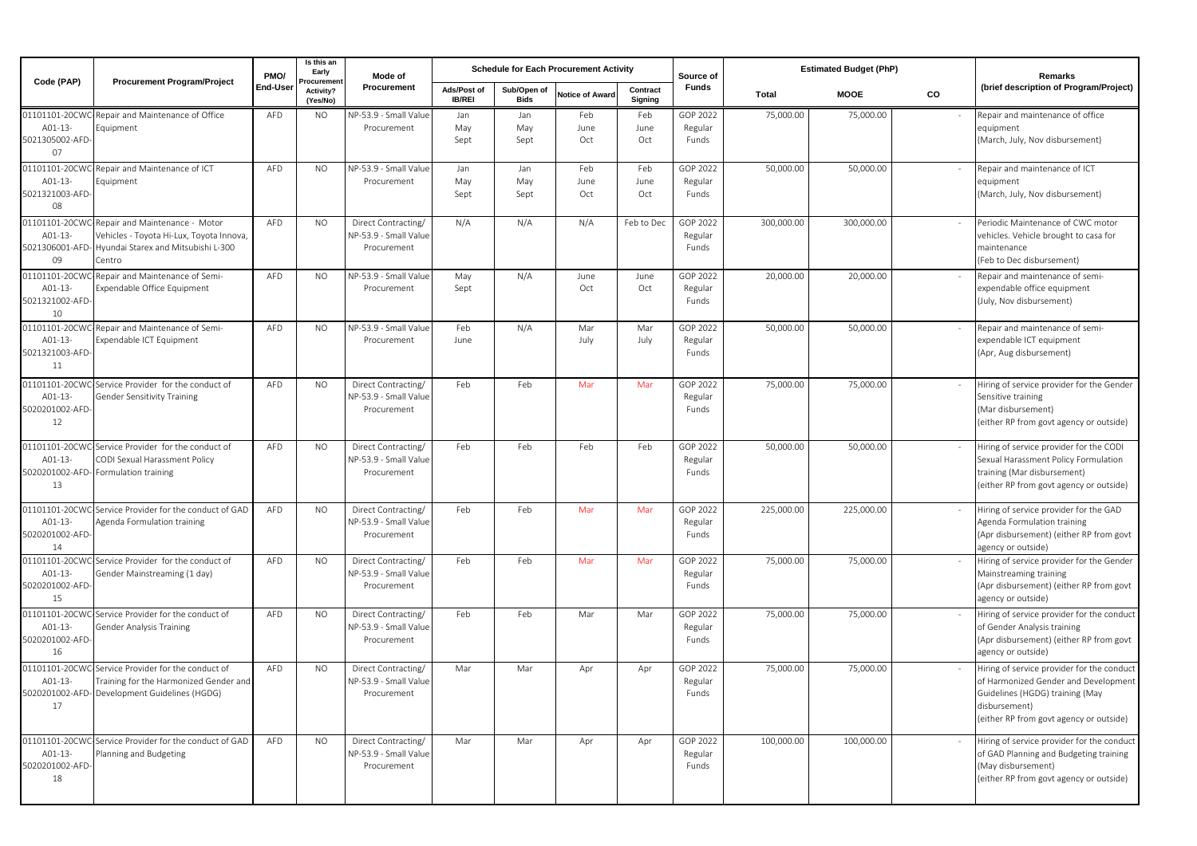| Code (PAP) | Procurement Program/Project | PMO/ End-User | Is this an Early Procurement Activity? (Yes/No) | Mode of Procurement | Schedule for Each Procurement Activity | | | | Source of Funds | Estimated Budget (PhP) | | | Remarks (brief description of Program/Project) |
|---|---|---|---|---|---|---|---|---|---|---|---|---|---|
| | | | | | Ads/Post of IB/REI | Sub/Open of Bids | Notice of Award | Contract Signing | | Total | MOOE | CO | |
| 01101101-20CWC-A01-13-5021305002-AFD-07 | Repair and Maintenance of Office Equipment | AFD | NO | NP-53.9 - Small Value Procurement | Jan May Sept | Jan May Sept | Feb June Oct | Feb June Oct | GOP 2022 Regular Funds | 75,000.00 | 75,000.00 | - | Repair and maintenance of office equipment (March, July, Nov disbursement) |
| 01101101-20CWC-A01-13-5021321003-AFD-08 | Repair and Maintenance of ICT Equipment | AFD | NO | NP-53.9 - Small Value Procurement | Jan May Sept | Jan May Sept | Feb June Oct | Feb June Oct | GOP 2022 Regular Funds | 50,000.00 | 50,000.00 | - | Repair and maintenance of ICT equipment (March, July, Nov disbursement) |
| 01101101-20CWC-A01-13-5021306001-AFD-09 | Repair and Maintenance - Motor Vehicles - Toyota Hi-Lux, Toyota Innova, Hyundai Starex and Mitsubishi L-300 Centro | AFD | NO | Direct Contracting/ NP-53.9 - Small Value Procurement | N/A | N/A | N/A | Feb to Dec | GOP 2022 Regular Funds | 300,000.00 | 300,000.00 | - | Periodic Maintenance of CWC motor vehicles. Vehicle brought to casa for maintenance (Feb to Dec disbursement) |
| 01101101-20CWC-A01-13-5021321002-AFD-10 | Repair and Maintenance of Semi-Expendable Office Equipment | AFD | NO | NP-53.9 - Small Value Procurement | May Sept | N/A | June Oct | June Oct | GOP 2022 Regular Funds | 20,000.00 | 20,000.00 | - | Repair and maintenance of semi-expendable office equipment (July, Nov disbursement) |
| 01101101-20CWC-A01-13-5021321003-AFD-11 | Repair and Maintenance of Semi-Expendable ICT Equipment | AFD | NO | NP-53.9 - Small Value Procurement | Feb June | N/A | Mar July | Mar July | GOP 2022 Regular Funds | 50,000.00 | 50,000.00 | - | Repair and maintenance of semi-expendable ICT equipment (Apr, Aug disbursement) |
| 01101101-20CWC-A01-13-5020201002-AFD-12 | Service Provider for the conduct of Gender Sensitivity Training | AFD | NO | Direct Contracting/ NP-53.9 - Small Value Procurement | Feb | Feb | Mar | Mar | GOP 2022 Regular Funds | 75,000.00 | 75,000.00 | - | Hiring of service provider for the Gender Sensitive training (Mar disbursement) (either RP from govt agency or outside) |
| 01101101-20CWC-A01-13-5020201002-AFD-13 | Service Provider for the conduct of CODI Sexual Harassment Policy Formulation training | AFD | NO | Direct Contracting/ NP-53.9 - Small Value Procurement | Feb | Feb | Feb | Feb | GOP 2022 Regular Funds | 50,000.00 | 50,000.00 | - | Hiring of service provider for the CODI Sexual Harassment Policy Formulation training (Mar disbursement) (either RP from govt agency or outside) |
| 01101101-20CWC-A01-13-5020201002-AFD-14 | Service Provider for the conduct of GAD Agenda Formulation training | AFD | NO | Direct Contracting/ NP-53.9 - Small Value Procurement | Feb | Feb | Mar | Mar | GOP 2022 Regular Funds | 225,000.00 | 225,000.00 | - | Hiring of service provider for the GAD Agenda Formulation training (Apr disbursement) (either RP from govt agency or outside) |
| 01101101-20CWC-A01-13-5020201002-AFD-15 | Service Provider for the conduct of Gender Mainstreaming (1 day) | AFD | NO | Direct Contracting/ NP-53.9 - Small Value Procurement | Feb | Feb | Mar | Mar | GOP 2022 Regular Funds | 75,000.00 | 75,000.00 | - | Hiring of service provider for the Gender Mainstreaming training (Apr disbursement) (either RP from govt agency or outside) |
| 01101101-20CWC-A01-13-5020201002-AFD-16 | Service Provider for the conduct of Gender Analysis Training | AFD | NO | Direct Contracting/ NP-53.9 - Small Value Procurement | Feb | Feb | Mar | Mar | GOP 2022 Regular Funds | 75,000.00 | 75,000.00 | - | Hiring of service provider for the conduct of Gender Analysis training (Apr disbursement) (either RP from govt agency or outside) |
| 01101101-20CWC-A01-13-5020201002-AFD-17 | Service Provider for the conduct of Training for the Harmonized Gender and Development Guidelines (HGDG) | AFD | NO | Direct Contracting/ NP-53.9 - Small Value Procurement | Mar | Mar | Apr | Apr | GOP 2022 Regular Funds | 75,000.00 | 75,000.00 | - | Hiring of service provider for the conduct of Harmonized Gender and Development Guidelines (HGDG) training (May disbursement) (either RP from govt agency or outside) |
| 01101101-20CWC-A01-13-5020201002-AFD-18 | Service Provider for the conduct of GAD Planning and Budgeting | AFD | NO | Direct Contracting/ NP-53.9 - Small Value Procurement | Mar | Mar | Apr | Apr | GOP 2022 Regular Funds | 100,000.00 | 100,000.00 | - | Hiring of service provider for the conduct of GAD Planning and Budgeting training (May disbursement) (either RP from govt agency or outside) |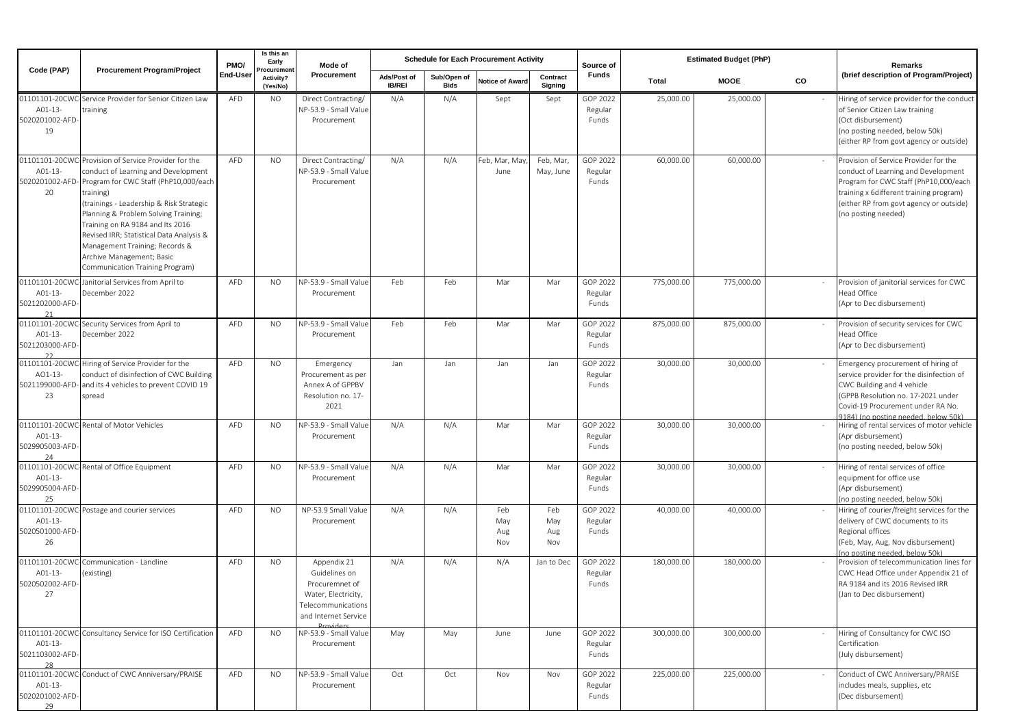| Code (PAP) | Procurement Program/Project | PMO/ End-User | Is this an Early Procurement Activity? (Yes/No) | Mode of Procurement | Schedule for Each Procurement Activity | | | | Source of Funds | Estimated Budget (PhP) | | | Remarks (brief description of Program/Project) |
|---|---|---|---|---|---|---|---|---|---|---|---|---|---|
| | | | | | Ads/Post of IB/REI | Sub/Open of Bids | Notice of Award | Contract Signing | | Total | MOOE | CO | |
| 01101101-20CWC-A01-13-5020201002-AFD-19 | Service Provider for Senior Citizen Law training | AFD | NO | Direct Contracting/ NP-53.9 - Small Value Procurement | N/A | N/A | Sept | Sept | GOP 2022 Regular Funds | 25,000.00 | 25,000.00 | - | Hiring of service provider for the conduct of Senior Citizen Law training (Oct disbursement) (no posting needed, below 50k) (either RP from govt agency or outside) |
| 01101101-20CWC-A01-13-5020201002-AFD-20 | Provision of Service Provider for the conduct of Learning and Development Program for CWC Staff (PhP10,000/each training) (trainings - Leadership & Risk Strategic Planning & Problem Solving Training; Training on RA 9184 and Its 2016 Revised IRR; Statistical Data Analysis & Management Training; Records & Archive Management; Basic Communication Training Program) | AFD | NO | Direct Contracting/ NP-53.9 - Small Value Procurement | N/A | N/A | Feb, Mar, May, June | Feb, Mar, May, June | GOP 2022 Regular Funds | 60,000.00 | 60,000.00 | - | Provision of Service Provider for the conduct of Learning and Development Program for CWC Staff (PhP10,000/each training x 6different training program) (either RP from govt agency or outside) (no posting needed) |
| 01101101-20CWC-A01-13-5021202000-AFD-21 | Janitorial Services from April to December 2022 | AFD | NO | NP-53.9 - Small Value Procurement | Feb | Feb | Mar | Mar | GOP 2022 Regular Funds | 775,000.00 | 775,000.00 | - | Provision of janitorial services for CWC Head Office (Apr to Dec disbursement) |
| 01101101-20CWC-A01-13-5021203000-AFD-22 | Security Services from April to December 2022 | AFD | NO | NP-53.9 - Small Value Procurement | Feb | Feb | Mar | Mar | GOP 2022 Regular Funds | 875,000.00 | 875,000.00 | - | Provision of security services for CWC Head Office (Apr to Dec disbursement) |
| 01101101-20CWC-AO1-13-5021199000-AFD-23 | Hiring of Service Provider for the conduct of disinfection of CWC Building and its 4 vehicles to prevent COVID 19 spread | AFD | NO | Emergency Procurement as per Annex A of GPPBV Resolution no. 17-2021 | Jan | Jan | Jan | Jan | GOP 2022 Regular Funds | 30,000.00 | 30,000.00 | - | Emergency procurement of hiring of service provider for the disinfection of CWC Building and 4 vehicle (GPPB Resolution no. 17-2021 under Covid-19 Procurement under RA No. 9184) (no posting needed, below 50k) |
| 01101101-20CWC-A01-13-5029905003-AFD-24 | Rental of Motor Vehicles | AFD | NO | NP-53.9 - Small Value Procurement | N/A | N/A | Mar | Mar | GOP 2022 Regular Funds | 30,000.00 | 30,000.00 | - | Hiring of rental services of motor vehicle (Apr disbursement) (no posting needed, below 50k) |
| 01101101-20CWC-A01-13-5029905004-AFD-25 | Rental of Office Equipment | AFD | NO | NP-53.9 - Small Value Procurement | N/A | N/A | Mar | Mar | GOP 2022 Regular Funds | 30,000.00 | 30,000.00 | - | Hiring of rental services of office equipment for office use (Apr disbursement) (no posting needed, below 50k) |
| 01101101-20CWC-A01-13-5020501000-AFD-26 | Postage and courier services | AFD | NO | NP-53.9 Small Value Procurement | N/A | N/A | Feb May Aug Nov | Feb May Aug Nov | GOP 2022 Regular Funds | 40,000.00 | 40,000.00 | - | Hiring of courier/freight services for the delivery of CWC documents to its Regional offices (Feb, May, Aug, Nov disbursement) (no posting needed, below 50k) |
| 01101101-20CWC-A01-13-5020502002-AFD-27 | Communication - Landline (existing) | AFD | NO | Appendix 21 Guidelines on Procuremnet of Water, Electricity, Telecommunications and Internet Service Providers | N/A | N/A | N/A | Jan to Dec | GOP 2022 Regular Funds | 180,000.00 | 180,000.00 | - | Provision of telecommunication lines for CWC Head Office under Appendix 21 of RA 9184 and its 2016 Revised IRR (Jan to Dec disbursement) |
| 01101101-20CWC-A01-13-5021103002-AFD-28 | Consultancy Service for ISO Certification | AFD | NO | NP-53.9 - Small Value Procurement | May | May | June | June | GOP 2022 Regular Funds | 300,000.00 | 300,000.00 | - | Hiring of Consultancy for CWC ISO Certification (July disbursement) |
| 01101101-20CWC-A01-13-5020201002-AFD-29 | Conduct of CWC Anniversary/PRAISE | AFD | NO | NP-53.9 - Small Value Procurement | Oct | Oct | Nov | Nov | GOP 2022 Regular Funds | 225,000.00 | 225,000.00 | - | Conduct of CWC Anniversary/PRAISE includes meals, supplies, etc (Dec disbursement) |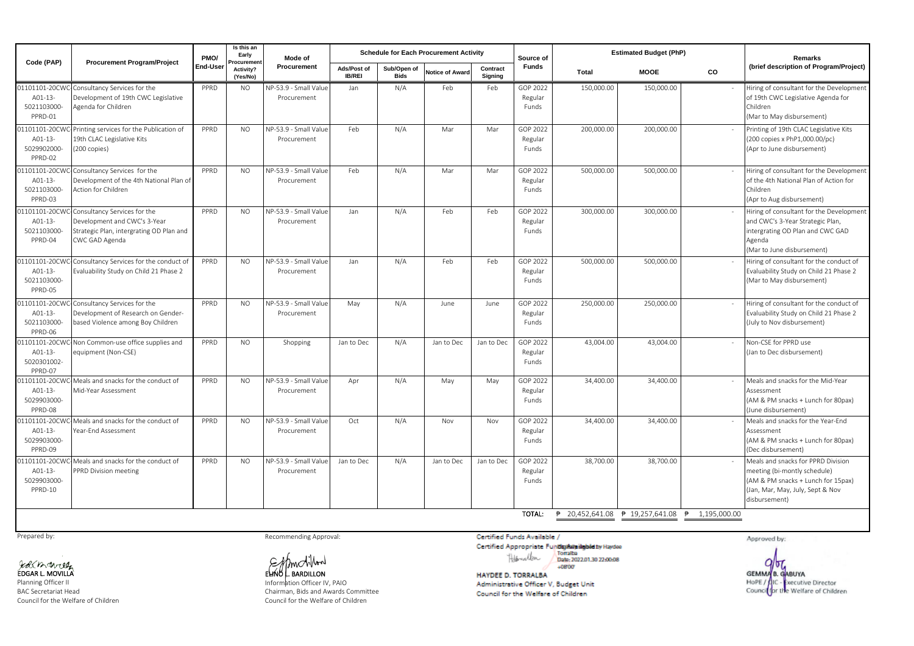| Code (PAP) | Procurement Program/Project | PMO/ End-User | Is this an Early Procurement Activity? (Yes/No) | Mode of Procurement | Schedule for Each Procurement Activity | | | | Source of Funds | Estimated Budget (PhP) | | | Remarks (brief description of Program/Project) |
|---|---|---|---|---|---|---|---|---|---|---|---|---|---|
| | | | | | Ads/Post of IB/REI | Sub/Open of Bids | Notice of Award | Contract Signing | | Total | MOOE | CO | |
| 01101101-20CWC A01-13-5021103000-PPRD-01 | Consultancy Services for the Development of 19th CWC Legislative Agenda for Children | PPRD | NO | NP-53.9 - Small Value Procurement | Jan | N/A | Feb | Feb | GOP 2022 Regular Funds | 150,000.00 | 150,000.00 | - | Hiring of consultant for the Development of 19th CWC Legislative Agenda for Children (Mar to May disbursement) |
| 01101101-20CWC A01-13-5029902000-PPRD-02 | Printing services for the Publication of 19th CLAC Legislative Kits (200 copies) | PPRD | NO | NP-53.9 - Small Value Procurement | Feb | N/A | Mar | Mar | GOP 2022 Regular Funds | 200,000.00 | 200,000.00 | - | Printing of 19th CLAC Legislative Kits (200 copies x PhP1,000.00/pc) (Apr to June disbursement) |
| 01101101-20CWC A01-13-5021103000-PPRD-03 | Consultancy Services for the Development of the 4th National Plan of Action for Children | PPRD | NO | NP-53.9 - Small Value Procurement | Feb | N/A | Mar | Mar | GOP 2022 Regular Funds | 500,000.00 | 500,000.00 | - | Hiring of consultant for the Development of the 4th National Plan of Action for Children (Apr to Aug disbursement) |
| 01101101-20CWC A01-13-5021103000-PPRD-04 | Consultancy Services for the Development and CWC's 3-Year Strategic Plan, intergrating OD Plan and CWC GAD Agenda | PPRD | NO | NP-53.9 - Small Value Procurement | Jan | N/A | Feb | Feb | GOP 2022 Regular Funds | 300,000.00 | 300,000.00 | - | Hiring of consultant for the Development and CWC's 3-Year Strategic Plan, intergrating OD Plan and CWC GAD Agenda (Mar to June disbursement) |
| 01101101-20CWC A01-13-5021103000-PPRD-05 | Consultancy Services for the conduct of Evaluability Study on Child 21 Phase 2 | PPRD | NO | NP-53.9 - Small Value Procurement | Jan | N/A | Feb | Feb | GOP 2022 Regular Funds | 500,000.00 | 500,000.00 | - | Hiring of consultant for the conduct of Evaluability Study on Child 21 Phase 2 (Mar to May disbursement) |
| 01101101-20CWC A01-13-5021103000-PPRD-06 | Consultancy Services for the Development of Research on Gender-based Violence among Boy Children | PPRD | NO | NP-53.9 - Small Value Procurement | May | N/A | June | June | GOP 2022 Regular Funds | 250,000.00 | 250,000.00 | - | Hiring of consultant for the conduct of Evaluability Study on Child 21 Phase 2 (July to Nov disbursement) |
| 01101101-20CWC A01-13-5020301002-PPRD-07 | Non Common-use office supplies and equipment (Non-CSE) | PPRD | NO | Shopping | Jan to Dec | N/A | Jan to Dec | Jan to Dec | GOP 2022 Regular Funds | 43,004.00 | 43,004.00 | - | Non-CSE for PPRD use (Jan to Dec disbursement) |
| 01101101-20CWC A01-13-5029903000-PPRD-08 | Meals and snacks for the conduct of Mid-Year Assessment | PPRD | NO | NP-53.9 - Small Value Procurement | Apr | N/A | May | May | GOP 2022 Regular Funds | 34,400.00 | 34,400.00 | - | Meals and snacks for the Mid-Year Assessment (AM & PM snacks + Lunch for 80pax) (June disbursement) |
| 01101101-20CWC A01-13-5029903000-PPRD-09 | Meals and snacks for the conduct of Year-End Assessment | PPRD | NO | NP-53.9 - Small Value Procurement | Oct | N/A | Nov | Nov | GOP 2022 Regular Funds | 34,400.00 | 34,400.00 | - | Meals and snacks for the Year-End Assessment (AM & PM snacks + Lunch for 80pax) (Dec disbursement) |
| 01101101-20CWC A01-13-5029903000-PPRD-10 | Meals and snacks for the conduct of PPRD Division meeting | PPRD | NO | NP-53.9 - Small Value Procurement | Jan to Dec | N/A | Jan to Dec | Jan to Dec | GOP 2022 Regular Funds | 38,700.00 | 38,700.00 | - | Meals and snacks for PPRD Division meeting (bi-montly schedule) (AM & PM snacks + Lunch for 15pax) (Jan, Mar, May, July, Sept & Nov disbursement) |
| | | | | | | | | | TOTAL: | ₱ 20,452,641.08 | ₱ 19,257,641.08 | ₱ 1,195,000.00 | |

Prepared by:

**EDGAR L. MOVILLA**
Planning Officer II
BAC Secretariat Head
Council for the Welfare of Children

Recommending Approval:

**EHNO L. BARDILLON**
Information Officer IV, PAIO
Chairman, Bids and Awards Committee
Council for the Welfare of Children

Certified Funds Available /
Certified Appropriate Funds Available

Digitally signed by Haydee Torralba
Date: 2022.01.30 22:00:08 +08'00'

**HAYDEE D. TORRALBA**
Administrative Officer V, Budget Unit
Council for the Welfare of Children

Approved by:

**GEMMA B. GABUYA**
HoPE / OIC - Executive Director
Council for the Welfare of Children